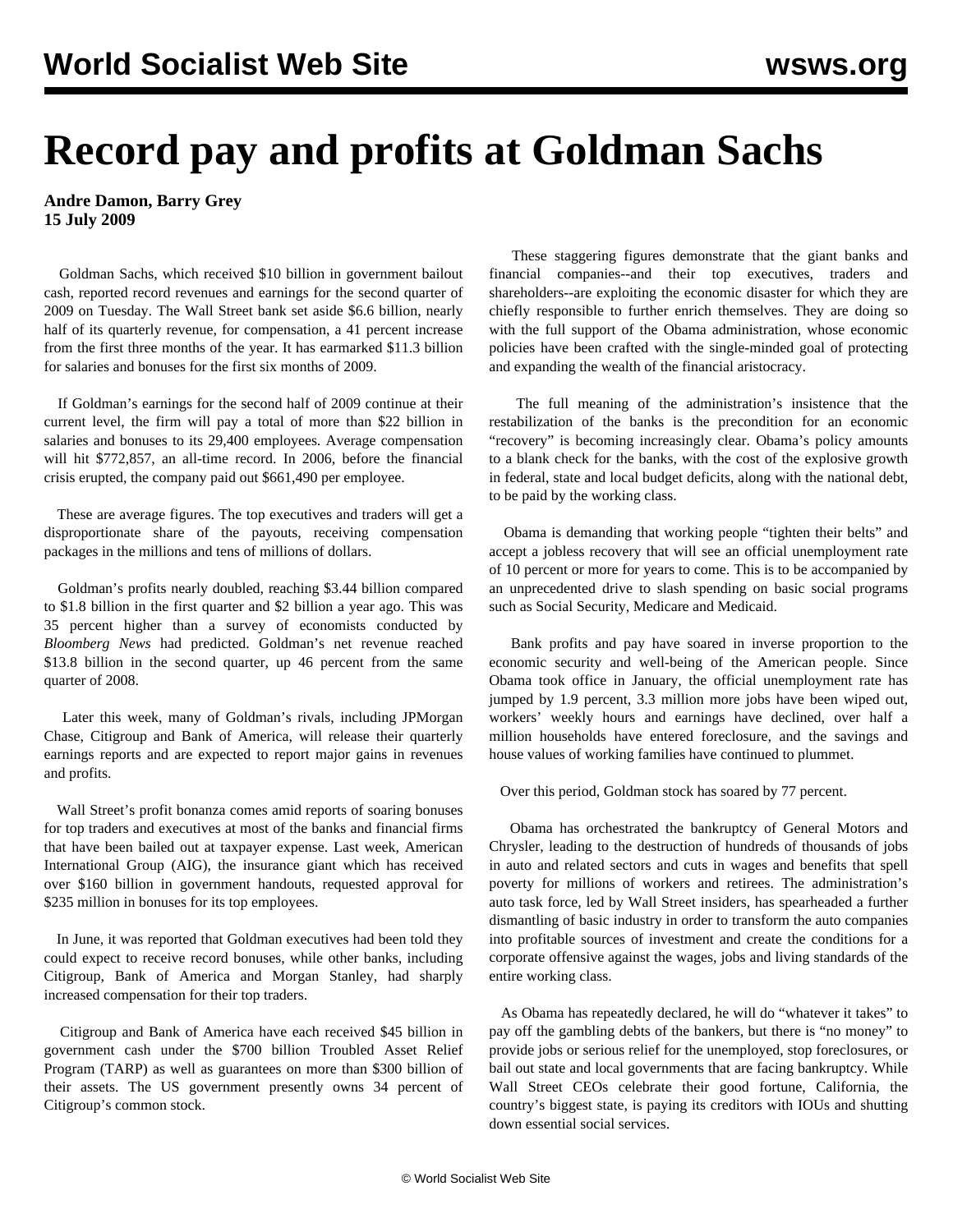# Record pay and profits at Goldman Sachs

**Andre Damon, Barry Grey**
**15 July 2009**

Goldman Sachs, which received $10 billion in government bailout cash, reported record revenues and earnings for the second quarter of 2009 on Tuesday. The Wall Street bank set aside $6.6 billion, nearly half of its quarterly revenue, for compensation, a 41 percent increase from the first three months of the year. It has earmarked $11.3 billion for salaries and bonuses for the first six months of 2009.

If Goldman's earnings for the second half of 2009 continue at their current level, the firm will pay a total of more than $22 billion in salaries and bonuses to its 29,400 employees. Average compensation will hit $772,857, an all-time record. In 2006, before the financial crisis erupted, the company paid out $661,490 per employee.

These are average figures. The top executives and traders will get a disproportionate share of the payouts, receiving compensation packages in the millions and tens of millions of dollars.

Goldman's profits nearly doubled, reaching $3.44 billion compared to $1.8 billion in the first quarter and $2 billion a year ago. This was 35 percent higher than a survey of economists conducted by *Bloomberg News* had predicted. Goldman's net revenue reached $13.8 billion in the second quarter, up 46 percent from the same quarter of 2008.

Later this week, many of Goldman's rivals, including JPMorgan Chase, Citigroup and Bank of America, will release their quarterly earnings reports and are expected to report major gains in revenues and profits.

Wall Street's profit bonanza comes amid reports of soaring bonuses for top traders and executives at most of the banks and financial firms that have been bailed out at taxpayer expense. Last week, American International Group (AIG), the insurance giant which has received over $160 billion in government handouts, requested approval for $235 million in bonuses for its top employees.

In June, it was reported that Goldman executives had been told they could expect to receive record bonuses, while other banks, including Citigroup, Bank of America and Morgan Stanley, had sharply increased compensation for their top traders.

Citigroup and Bank of America have each received $45 billion in government cash under the $700 billion Troubled Asset Relief Program (TARP) as well as guarantees on more than $300 billion of their assets. The US government presently owns 34 percent of Citigroup's common stock.

These staggering figures demonstrate that the giant banks and financial companies--and their top executives, traders and shareholders--are exploiting the economic disaster for which they are chiefly responsible to further enrich themselves. They are doing so with the full support of the Obama administration, whose economic policies have been crafted with the single-minded goal of protecting and expanding the wealth of the financial aristocracy.

The full meaning of the administration's insistence that the restabilization of the banks is the precondition for an economic "recovery" is becoming increasingly clear. Obama's policy amounts to a blank check for the banks, with the cost of the explosive growth in federal, state and local budget deficits, along with the national debt, to be paid by the working class.

Obama is demanding that working people "tighten their belts" and accept a jobless recovery that will see an official unemployment rate of 10 percent or more for years to come. This is to be accompanied by an unprecedented drive to slash spending on basic social programs such as Social Security, Medicare and Medicaid.

Bank profits and pay have soared in inverse proportion to the economic security and well-being of the American people. Since Obama took office in January, the official unemployment rate has jumped by 1.9 percent, 3.3 million more jobs have been wiped out, workers' weekly hours and earnings have declined, over half a million households have entered foreclosure, and the savings and house values of working families have continued to plummet.

Over this period, Goldman stock has soared by 77 percent.

Obama has orchestrated the bankruptcy of General Motors and Chrysler, leading to the destruction of hundreds of thousands of jobs in auto and related sectors and cuts in wages and benefits that spell poverty for millions of workers and retirees. The administration's auto task force, led by Wall Street insiders, has spearheaded a further dismantling of basic industry in order to transform the auto companies into profitable sources of investment and create the conditions for a corporate offensive against the wages, jobs and living standards of the entire working class.

As Obama has repeatedly declared, he will do "whatever it takes" to pay off the gambling debts of the bankers, but there is "no money" to provide jobs or serious relief for the unemployed, stop foreclosures, or bail out state and local governments that are facing bankruptcy. While Wall Street CEOs celebrate their good fortune, California, the country's biggest state, is paying its creditors with IOUs and shutting down essential social services.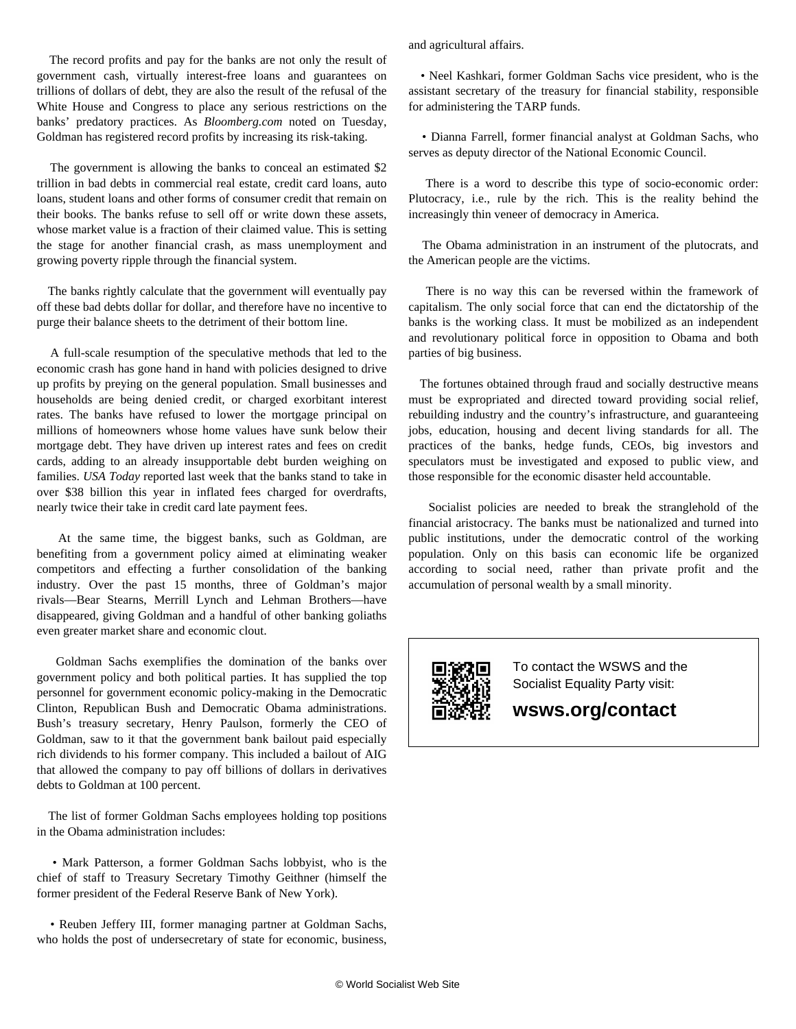The record profits and pay for the banks are not only the result of government cash, virtually interest-free loans and guarantees on trillions of dollars of debt, they are also the result of the refusal of the White House and Congress to place any serious restrictions on the banks' predatory practices. As *Bloomberg.com* noted on Tuesday, Goldman has registered record profits by increasing its risk-taking.

The government is allowing the banks to conceal an estimated $2 trillion in bad debts in commercial real estate, credit card loans, auto loans, student loans and other forms of consumer credit that remain on their books. The banks refuse to sell off or write down these assets, whose market value is a fraction of their claimed value. This is setting the stage for another financial crash, as mass unemployment and growing poverty ripple through the financial system.

The banks rightly calculate that the government will eventually pay off these bad debts dollar for dollar, and therefore have no incentive to purge their balance sheets to the detriment of their bottom line.

A full-scale resumption of the speculative methods that led to the economic crash has gone hand in hand with policies designed to drive up profits by preying on the general population. Small businesses and households are being denied credit, or charged exorbitant interest rates. The banks have refused to lower the mortgage principal on millions of homeowners whose home values have sunk below their mortgage debt. They have driven up interest rates and fees on credit cards, adding to an already insupportable debt burden weighing on families. *USA Today* reported last week that the banks stand to take in over $38 billion this year in inflated fees charged for overdrafts, nearly twice their take in credit card late payment fees.

At the same time, the biggest banks, such as Goldman, are benefiting from a government policy aimed at eliminating weaker competitors and effecting a further consolidation of the banking industry. Over the past 15 months, three of Goldman's major rivals—Bear Stearns, Merrill Lynch and Lehman Brothers—have disappeared, giving Goldman and a handful of other banking goliaths even greater market share and economic clout.

Goldman Sachs exemplifies the domination of the banks over government policy and both political parties. It has supplied the top personnel for government economic policy-making in the Democratic Clinton, Republican Bush and Democratic Obama administrations. Bush's treasury secretary, Henry Paulson, formerly the CEO of Goldman, saw to it that the government bank bailout paid especially rich dividends to his former company. This included a bailout of AIG that allowed the company to pay off billions of dollars in derivatives debts to Goldman at 100 percent.

The list of former Goldman Sachs employees holding top positions in the Obama administration includes:

• Mark Patterson, a former Goldman Sachs lobbyist, who is the chief of staff to Treasury Secretary Timothy Geithner (himself the former president of the Federal Reserve Bank of New York).

• Reuben Jeffery III, former managing partner at Goldman Sachs, who holds the post of undersecretary of state for economic, business, and agricultural affairs.

• Neel Kashkari, former Goldman Sachs vice president, who is the assistant secretary of the treasury for financial stability, responsible for administering the TARP funds.

• Dianna Farrell, former financial analyst at Goldman Sachs, who serves as deputy director of the National Economic Council.

There is a word to describe this type of socio-economic order: Plutocracy, i.e., rule by the rich. This is the reality behind the increasingly thin veneer of democracy in America.

The Obama administration in an instrument of the plutocrats, and the American people are the victims.

There is no way this can be reversed within the framework of capitalism. The only social force that can end the dictatorship of the banks is the working class. It must be mobilized as an independent and revolutionary political force in opposition to Obama and both parties of big business.

The fortunes obtained through fraud and socially destructive means must be expropriated and directed toward providing social relief, rebuilding industry and the country's infrastructure, and guaranteeing jobs, education, housing and decent living standards for all. The practices of the banks, hedge funds, CEOs, big investors and speculators must be investigated and exposed to public view, and those responsible for the economic disaster held accountable.

Socialist policies are needed to break the stranglehold of the financial aristocracy. The banks must be nationalized and turned into public institutions, under the democratic control of the working population. Only on this basis can economic life be organized according to social need, rather than private profit and the accumulation of personal wealth by a small minority.

To contact the WSWS and the Socialist Equality Party visit:

**wsws.org/contact**